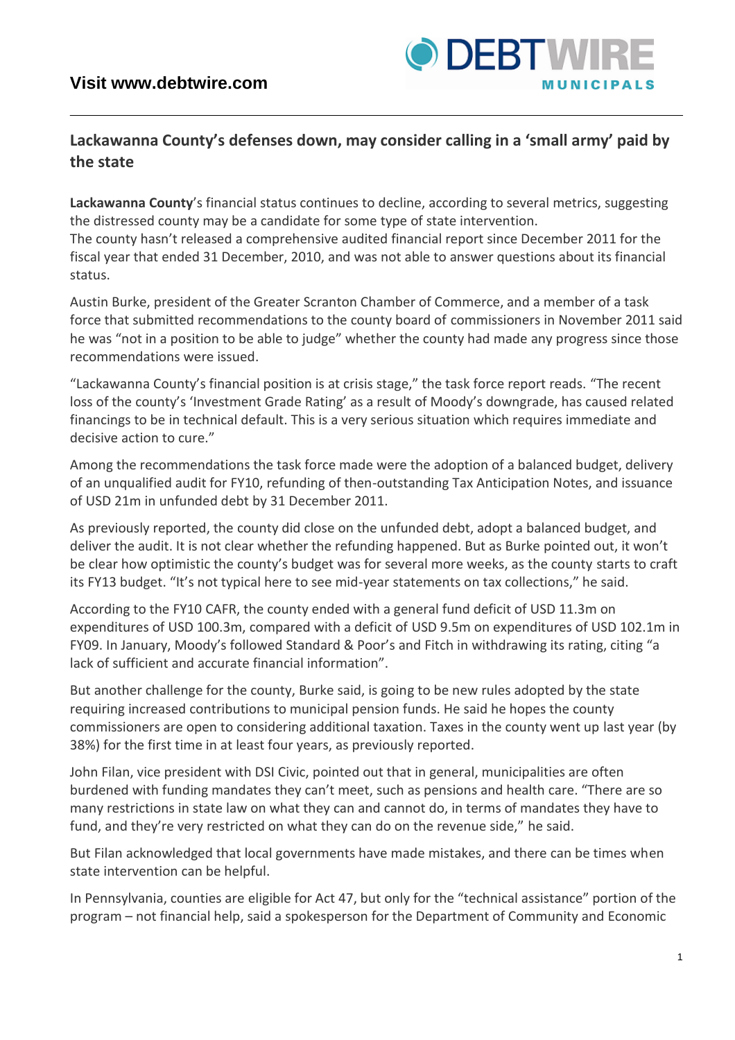# Lackawanna County's defenses down, may consider calling in a 'small army' paid by the state

**Lackawanna County**'s financial status continues to decline, according to several metrics, suggesting the distressed county may be a candidate for some type of state intervention.
The county hasn't released a comprehensive audited financial report since December 2011 for the fiscal year that ended 31 December, 2010, and was not able to answer questions about its financial status.

Austin Burke, president of the Greater Scranton Chamber of Commerce, and a member of a task force that submitted recommendations to the county board of commissioners in November 2011 said he was "not in a position to be able to judge" whether the county had made any progress since those recommendations were issued.

"Lackawanna County's financial position is at crisis stage," the task force report reads. "The recent loss of the county's 'Investment Grade Rating' as a result of Moody's downgrade, has caused related financings to be in technical default. This is a very serious situation which requires immediate and decisive action to cure."

Among the recommendations the task force made were the adoption of a balanced budget, delivery of an unqualified audit for FY10, refunding of then-outstanding Tax Anticipation Notes, and issuance of USD 21m in unfunded debt by 31 December 2011.

As previously reported, the county did close on the unfunded debt, adopt a balanced budget, and deliver the audit. It is not clear whether the refunding happened. But as Burke pointed out, it won't be clear how optimistic the county's budget was for several more weeks, as the county starts to craft its FY13 budget. "It's not typical here to see mid-year statements on tax collections," he said.

According to the FY10 CAFR, the county ended with a general fund deficit of USD 11.3m on expenditures of USD 100.3m, compared with a deficit of USD 9.5m on expenditures of USD 102.1m in FY09. In January, Moody's followed Standard & Poor's and Fitch in withdrawing its rating, citing "a lack of sufficient and accurate financial information".

But another challenge for the county, Burke said, is going to be new rules adopted by the state requiring increased contributions to municipal pension funds. He said he hopes the county commissioners are open to considering additional taxation. Taxes in the county went up last year (by 38%) for the first time in at least four years, as previously reported.

John Filan, vice president with DSI Civic, pointed out that in general, municipalities are often burdened with funding mandates they can't meet, such as pensions and health care. "There are so many restrictions in state law on what they can and cannot do, in terms of mandates they have to fund, and they're very restricted on what they can do on the revenue side," he said.

But Filan acknowledged that local governments have made mistakes, and there can be times when state intervention can be helpful.

In Pennsylvania, counties are eligible for Act 47, but only for the "technical assistance" portion of the program – not financial help, said a spokesperson for the Department of Community and Economic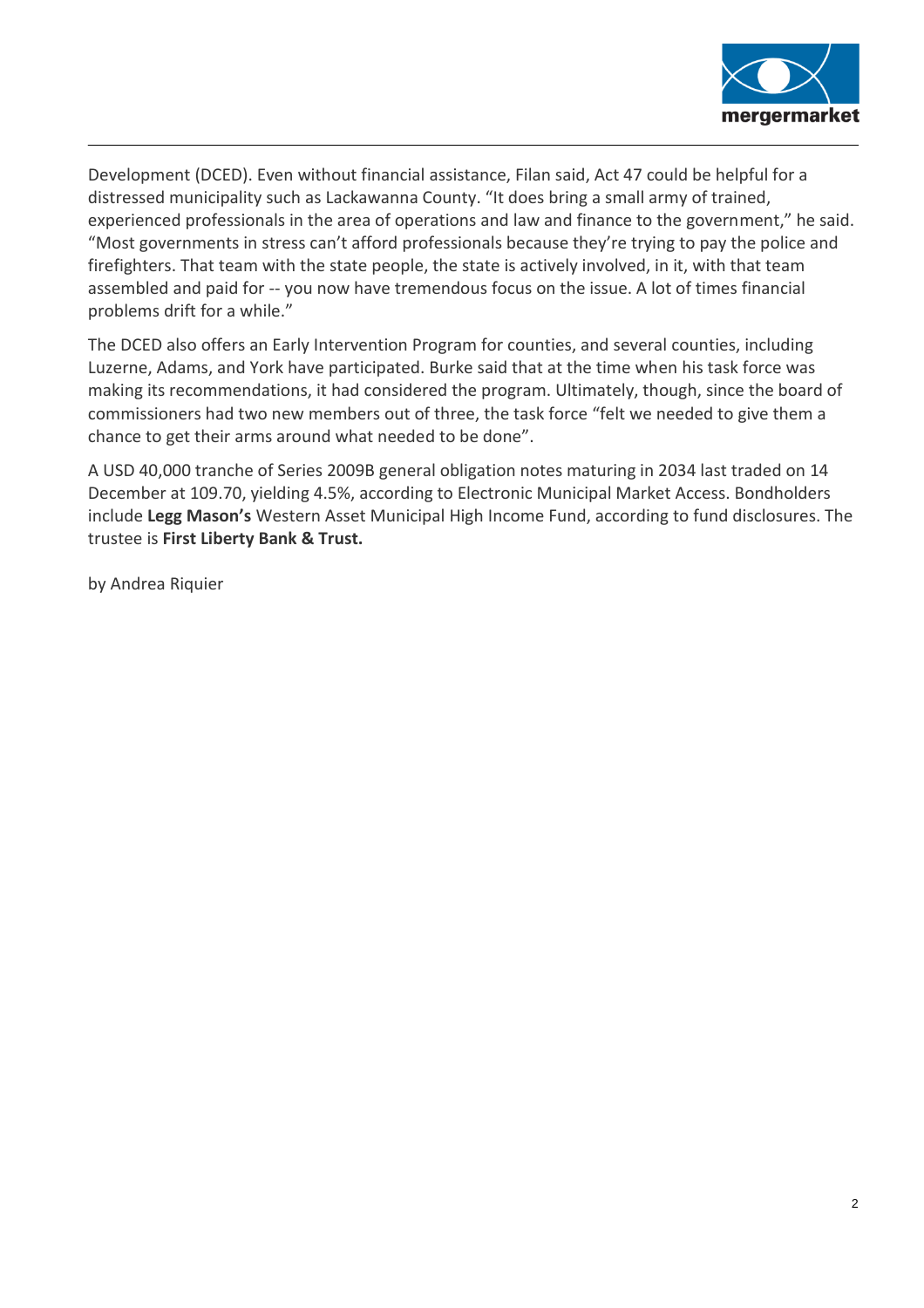Development (DCED). Even without financial assistance, Filan said, Act 47 could be helpful for a distressed municipality such as Lackawanna County. "It does bring a small army of trained, experienced professionals in the area of operations and law and finance to the government," he said. "Most governments in stress can't afford professionals because they're trying to pay the police and firefighters. That team with the state people, the state is actively involved, in it, with that team assembled and paid for -- you now have tremendous focus on the issue. A lot of times financial problems drift for a while."

The DCED also offers an Early Intervention Program for counties, and several counties, including Luzerne, Adams, and York have participated. Burke said that at the time when his task force was making its recommendations, it had considered the program. Ultimately, though, since the board of commissioners had two new members out of three, the task force "felt we needed to give them a chance to get their arms around what needed to be done".

A USD 40,000 tranche of Series 2009B general obligation notes maturing in 2034 last traded on 14 December at 109.70, yielding 4.5%, according to Electronic Municipal Market Access. Bondholders include **Legg Mason's** Western Asset Municipal High Income Fund, according to fund disclosures. The trustee is **First Liberty Bank & Trust.**

by Andrea Riquier